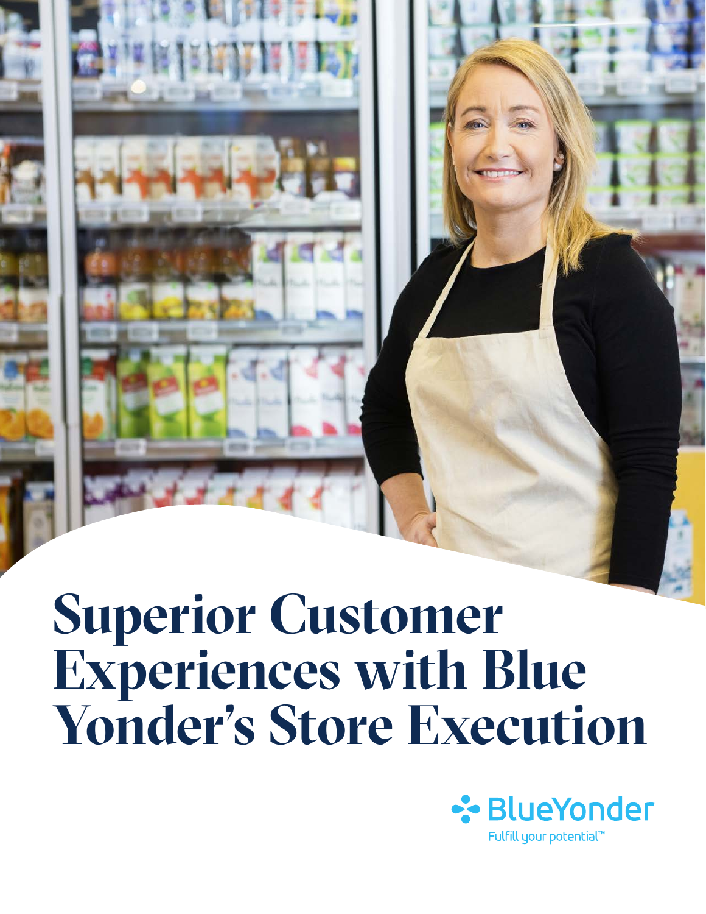# Superior Customer Experiences with Blue Yonder's Store Execution

BlueYonder

Fulfill your potential™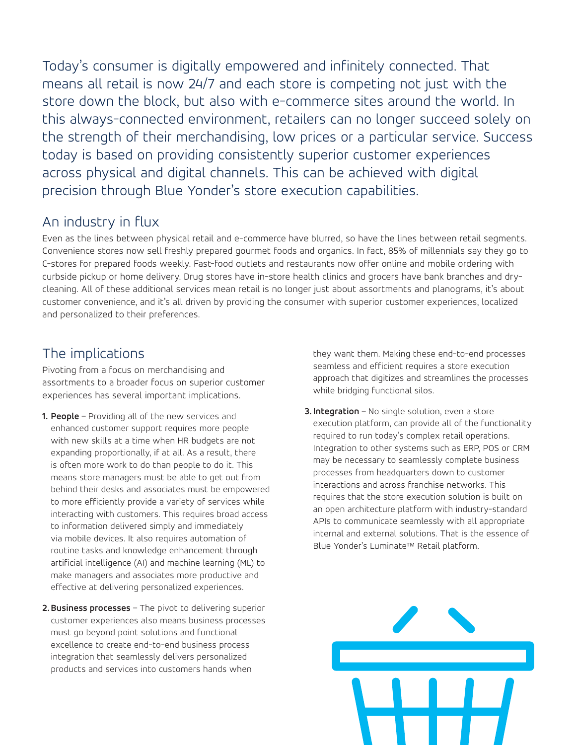Today's consumer is digitally empowered and infinitely connected. That means all retail is now 24/7 and each store is competing not just with the store down the block, but also with e-commerce sites around the world. In this always-connected environment, retailers can no longer succeed solely on the strength of their merchandising, low prices or a particular service. Success today is based on providing consistently superior customer experiences across physical and digital channels. This can be achieved with digital precision through Blue Yonder's store execution capabilities.

## An industry in flux

Even as the lines between physical retail and e-commerce have blurred, so have the lines between retail segments. Convenience stores now sell freshly prepared gourmet foods and organics. In fact, 85% of millennials say they go to C-stores for prepared foods weekly. Fast-food outlets and restaurants now offer online and mobile ordering with curbside pickup or home delivery. Drug stores have in-store health clinics and grocers have bank branches and dry-cleaning. All of these additional services mean retail is no longer just about assortments and planograms, it's about customer convenience, and it's all driven by providing the consumer with superior customer experiences, localized and personalized to their preferences.

## The implications

Pivoting from a focus on merchandising and assortments to a broader focus on superior customer experiences has several important implications.

1. **People** – Providing all of the new services and enhanced customer support requires more people with new skills at a time when HR budgets are not expanding proportionally, if at all. As a result, there is often more work to do than people to do it. This means store managers must be able to get out from behind their desks and associates must be empowered to more efficiently provide a variety of services while interacting with customers. This requires broad access to information delivered simply and immediately via mobile devices. It also requires automation of routine tasks and knowledge enhancement through artificial intelligence (AI) and machine learning (ML) to make managers and associates more productive and effective at delivering personalized experiences.

2. **Business processes** – The pivot to delivering superior customer experiences also means business processes must go beyond point solutions and functional excellence to create end-to-end business process integration that seamlessly delivers personalized products and services into customers hands when they want them. Making these end-to-end processes seamless and efficient requires a store execution approach that digitizes and streamlines the processes while bridging functional silos.

3. **Integration** – No single solution, even a store execution platform, can provide all of the functionality required to run today's complex retail operations. Integration to other systems such as ERP, POS or CRM may be necessary to seamlessly complete business processes from headquarters down to customer interactions and across franchise networks. This requires that the store execution solution is built on an open architecture platform with industry-standard APIs to communicate seamlessly with all appropriate internal and external solutions. That is the essence of Blue Yonder's Luminate™ Retail platform.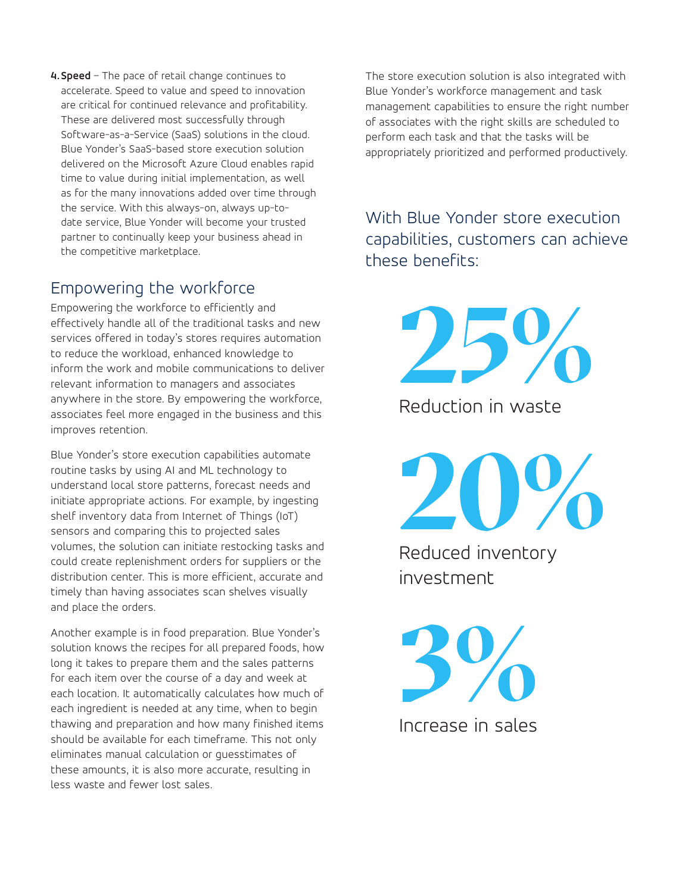4. **Speed** – The pace of retail change continues to accelerate. Speed to value and speed to innovation are critical for continued relevance and profitability. These are delivered most successfully through Software-as-a-Service (SaaS) solutions in the cloud. Blue Yonder's SaaS-based store execution solution delivered on the Microsoft Azure Cloud enables rapid time to value during initial implementation, as well as for the many innovations added over time through the service. With this always-on, always up-to-date service, Blue Yonder will become your trusted partner to continually keep your business ahead in the competitive marketplace.

## Empowering the workforce

Empowering the workforce to efficiently and effectively handle all of the traditional tasks and new services offered in today's stores requires automation to reduce the workload, enhanced knowledge to inform the work and mobile communications to deliver relevant information to managers and associates anywhere in the store. By empowering the workforce, associates feel more engaged in the business and this improves retention.

Blue Yonder's store execution capabilities automate routine tasks by using AI and ML technology to understand local store patterns, forecast needs and initiate appropriate actions. For example, by ingesting shelf inventory data from Internet of Things (IoT) sensors and comparing this to projected sales volumes, the solution can initiate restocking tasks and could create replenishment orders for suppliers or the distribution center. This is more efficient, accurate and timely than having associates scan shelves visually and place the orders.

Another example is in food preparation. Blue Yonder's solution knows the recipes for all prepared foods, how long it takes to prepare them and the sales patterns for each item over the course of a day and week at each location. It automatically calculates how much of each ingredient is needed at any time, when to begin thawing and preparation and how many finished items should be available for each timeframe. This not only eliminates manual calculation or guesstimates of these amounts, it is also more accurate, resulting in less waste and fewer lost sales.

The store execution solution is also integrated with Blue Yonder's workforce management and task management capabilities to ensure the right number of associates with the right skills are scheduled to perform each task and that the tasks will be appropriately prioritized and performed productively.

## With Blue Yonder store execution capabilities, customers can achieve these benefits:

**25%**

Reduction in waste

**20%**

Reduced inventory investment

**3%**

Increase in sales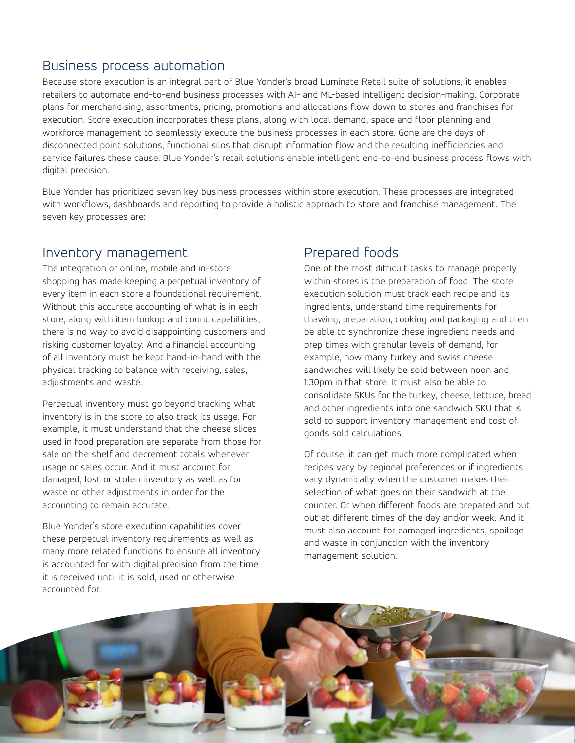## Business process automation

Because store execution is an integral part of Blue Yonder's broad Luminate Retail suite of solutions, it enables retailers to automate end-to-end business processes with AI- and ML-based intelligent decision-making. Corporate plans for merchandising, assortments, pricing, promotions and allocations flow down to stores and franchises for execution. Store execution incorporates these plans, along with local demand, space and floor planning and workforce management to seamlessly execute the business processes in each store. Gone are the days of disconnected point solutions, functional silos that disrupt information flow and the resulting inefficiencies and service failures these cause. Blue Yonder's retail solutions enable intelligent end-to-end business process flows with digital precision.

Blue Yonder has prioritized seven key business processes within store execution. These processes are integrated with workflows, dashboards and reporting to provide a holistic approach to store and franchise management. The seven key processes are:

## Inventory management

The integration of online, mobile and in-store shopping has made keeping a perpetual inventory of every item in each store a foundational requirement. Without this accurate accounting of what is in each store, along with item lookup and count capabilities, there is no way to avoid disappointing customers and risking customer loyalty. And a financial accounting of all inventory must be kept hand-in-hand with the physical tracking to balance with receiving, sales, adjustments and waste.

Perpetual inventory must go beyond tracking what inventory is in the store to also track its usage. For example, it must understand that the cheese slices used in food preparation are separate from those for sale on the shelf and decrement totals whenever usage or sales occur. And it must account for damaged, lost or stolen inventory as well as for waste or other adjustments in order for the accounting to remain accurate.

Blue Yonder's store execution capabilities cover these perpetual inventory requirements as well as many more related functions to ensure all inventory is accounted for with digital precision from the time it is received until it is sold, used or otherwise accounted for.

## Prepared foods

One of the most difficult tasks to manage properly within stores is the preparation of food. The store execution solution must track each recipe and its ingredients, understand time requirements for thawing, preparation, cooking and packaging and then be able to synchronize these ingredient needs and prep times with granular levels of demand, for example, how many turkey and swiss cheese sandwiches will likely be sold between noon and 1:30pm in that store. It must also be able to consolidate SKUs for the turkey, cheese, lettuce, bread and other ingredients into one sandwich SKU that is sold to support inventory management and cost of goods sold calculations.

Of course, it can get much more complicated when recipes vary by regional preferences or if ingredients vary dynamically when the customer makes their selection of what goes on their sandwich at the counter. Or when different foods are prepared and put out at different times of the day and/or week. And it must also account for damaged ingredients, spoilage and waste in conjunction with the inventory management solution.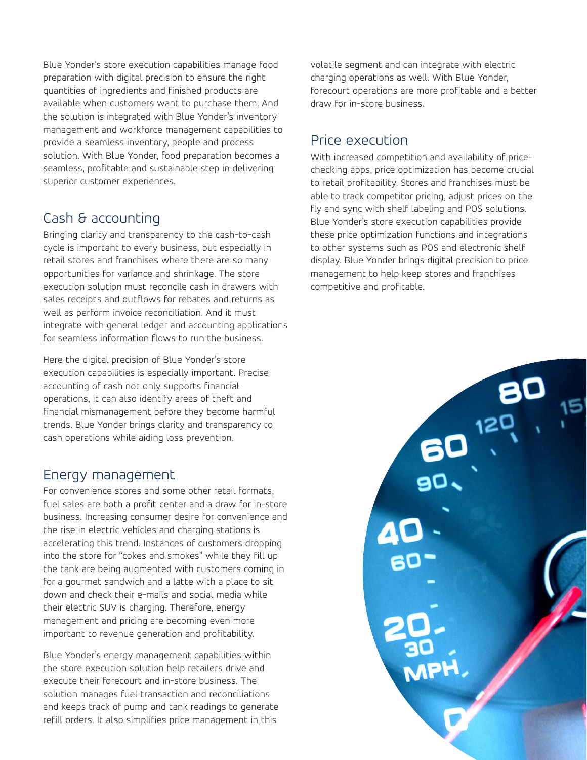Blue Yonder's store execution capabilities manage food preparation with digital precision to ensure the right quantities of ingredients and finished products are available when customers want to purchase them. And the solution is integrated with Blue Yonder's inventory management and workforce management capabilities to provide a seamless inventory, people and process solution. With Blue Yonder, food preparation becomes a seamless, profitable and sustainable step in delivering superior customer experiences.

## Cash & accounting

Bringing clarity and transparency to the cash-to-cash cycle is important to every business, but especially in retail stores and franchises where there are so many opportunities for variance and shrinkage. The store execution solution must reconcile cash in drawers with sales receipts and outflows for rebates and returns as well as perform invoice reconciliation. And it must integrate with general ledger and accounting applications for seamless information flows to run the business.

Here the digital precision of Blue Yonder's store execution capabilities is especially important. Precise accounting of cash not only supports financial operations, it can also identify areas of theft and financial mismanagement before they become harmful trends. Blue Yonder brings clarity and transparency to cash operations while aiding loss prevention.

## Energy management

For convenience stores and some other retail formats, fuel sales are both a profit center and a draw for in-store business. Increasing consumer desire for convenience and the rise in electric vehicles and charging stations is accelerating this trend. Instances of customers dropping into the store for "cokes and smokes" while they fill up the tank are being augmented with customers coming in for a gourmet sandwich and a latte with a place to sit down and check their e-mails and social media while their electric SUV is charging. Therefore, energy management and pricing are becoming even more important to revenue generation and profitability.

Blue Yonder's energy management capabilities within the store execution solution help retailers drive and execute their forecourt and in-store business. The solution manages fuel transaction and reconciliations and keeps track of pump and tank readings to generate refill orders. It also simplifies price management in this volatile segment and can integrate with electric charging operations as well. With Blue Yonder, forecourt operations are more profitable and a better draw for in-store business.

## Price execution

With increased competition and availability of price-checking apps, price optimization has become crucial to retail profitability. Stores and franchises must be able to track competitor pricing, adjust prices on the fly and sync with shelf labeling and POS solutions. Blue Yonder's store execution capabilities provide these price optimization functions and integrations to other systems such as POS and electronic shelf display. Blue Yonder brings digital precision to price management to help keep stores and franchises competitive and profitable.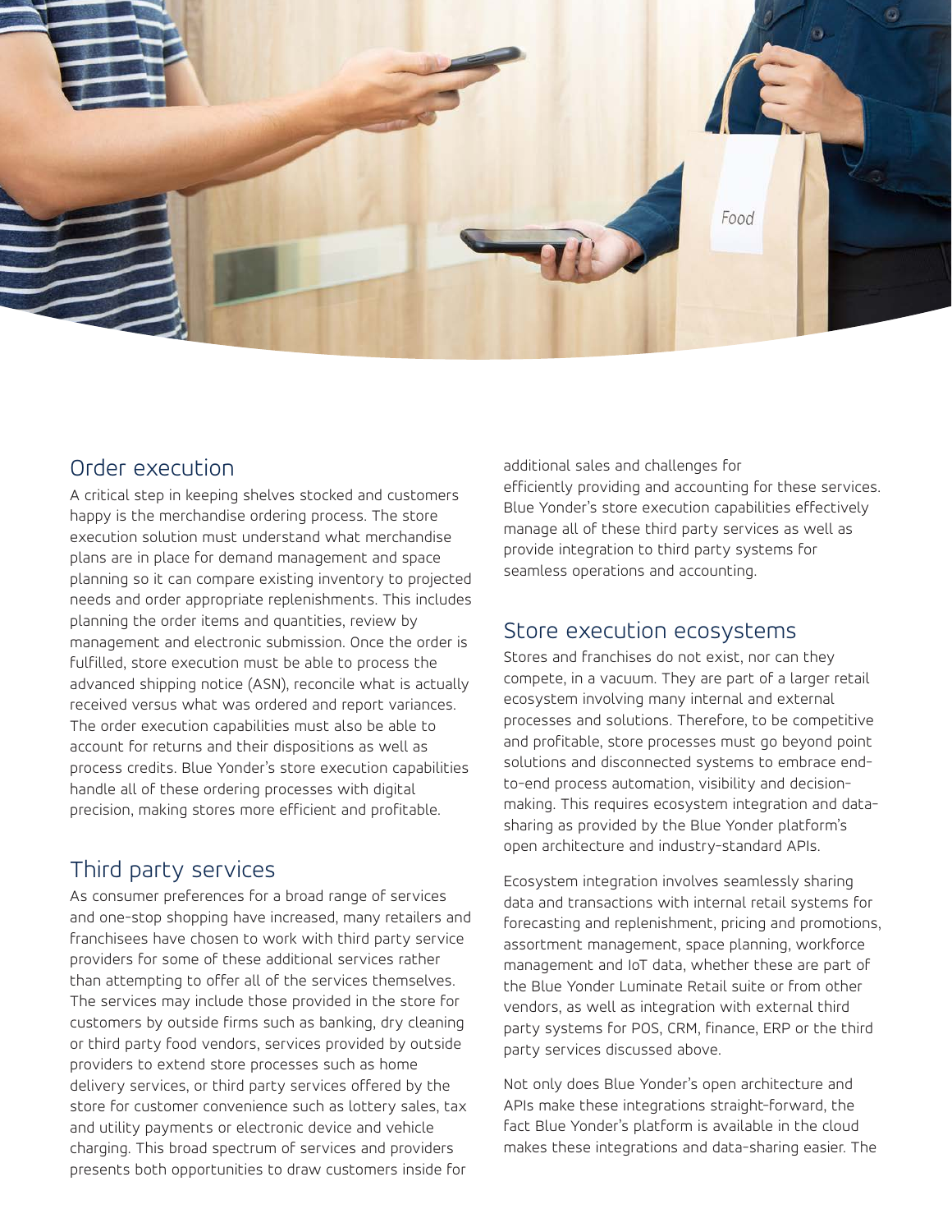## Order execution

A critical step in keeping shelves stocked and customers happy is the merchandise ordering process. The store execution solution must understand what merchandise plans are in place for demand management and space planning so it can compare existing inventory to projected needs and order appropriate replenishments. This includes planning the order items and quantities, review by management and electronic submission. Once the order is fulfilled, store execution must be able to process the advanced shipping notice (ASN), reconcile what is actually received versus what was ordered and report variances. The order execution capabilities must also be able to account for returns and their dispositions as well as process credits. Blue Yonder's store execution capabilities handle all of these ordering processes with digital precision, making stores more efficient and profitable.

## Third party services

As consumer preferences for a broad range of services and one-stop shopping have increased, many retailers and franchisees have chosen to work with third party service providers for some of these additional services rather than attempting to offer all of the services themselves. The services may include those provided in the store for customers by outside firms such as banking, dry cleaning or third party food vendors, services provided by outside providers to extend store processes such as home delivery services, or third party services offered by the store for customer convenience such as lottery sales, tax and utility payments or electronic device and vehicle charging. This broad spectrum of services and providers presents both opportunities to draw customers inside for additional sales and challenges for efficiently providing and accounting for these services. Blue Yonder's store execution capabilities effectively manage all of these third party services as well as provide integration to third party systems for seamless operations and accounting.

## Store execution ecosystems

Stores and franchises do not exist, nor can they compete, in a vacuum. They are part of a larger retail ecosystem involving many internal and external processes and solutions. Therefore, to be competitive and profitable, store processes must go beyond point solutions and disconnected systems to embrace end-to-end process automation, visibility and decision-making. This requires ecosystem integration and data-sharing as provided by the Blue Yonder platform's open architecture and industry-standard APIs.

Ecosystem integration involves seamlessly sharing data and transactions with internal retail systems for forecasting and replenishment, pricing and promotions, assortment management, space planning, workforce management and IoT data, whether these are part of the Blue Yonder Luminate Retail suite or from other vendors, as well as integration with external third party systems for POS, CRM, finance, ERP or the third party services discussed above.

Not only does Blue Yonder's open architecture and APIs make these integrations straight-forward, the fact Blue Yonder's platform is available in the cloud makes these integrations and data-sharing easier. The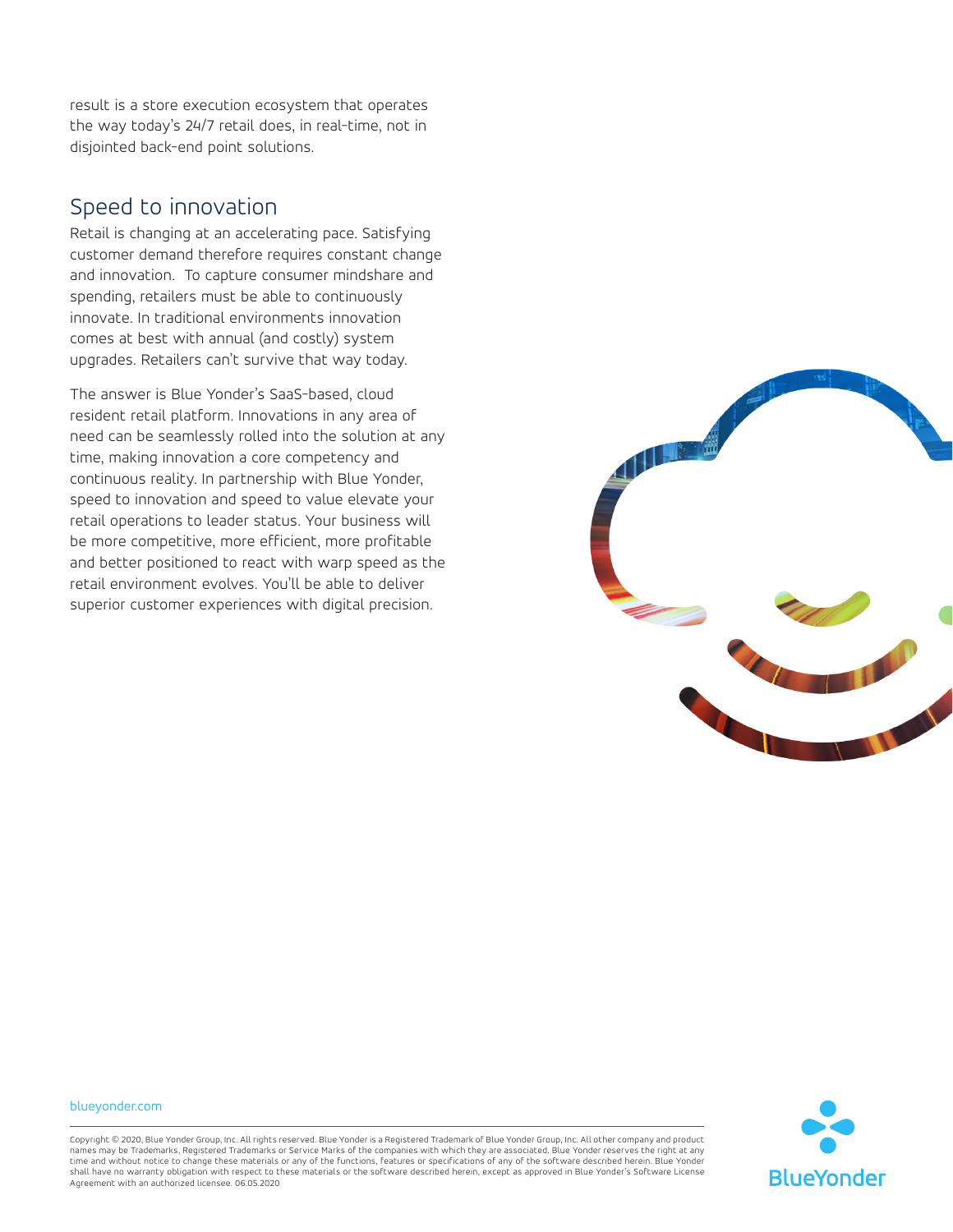result is a store execution ecosystem that operates the way today's 24/7 retail does, in real-time, not in disjointed back-end point solutions.

## Speed to innovation

Retail is changing at an accelerating pace. Satisfying customer demand therefore requires constant change and innovation. To capture consumer mindshare and spending, retailers must be able to continuously innovate. In traditional environments innovation comes at best with annual (and costly) system upgrades. Retailers can't survive that way today.

The answer is Blue Yonder's SaaS-based, cloud resident retail platform. Innovations in any area of need can be seamlessly rolled into the solution at any time, making innovation a core competency and continuous reality. In partnership with Blue Yonder, speed to innovation and speed to value elevate your retail operations to leader status. Your business will be more competitive, more efficient, more profitable and better positioned to react with warp speed as the retail environment evolves. You'll be able to deliver superior customer experiences with digital precision.

blueyonder.com

Copyright © 2020, Blue Yonder Group, Inc. All rights reserved. Blue Yonder is a Registered Trademark of Blue Yonder Group, Inc. All other company and product names may be Trademarks, Registered Trademarks or Service Marks of the companies with which they are associated. Blue Yonder reserves the right at any time and without notice to change these materials or any of the functions, features or specifications of any of the software described herein. Blue Yonder shall have no warranty obligation with respect to these materials or the software described herein, except as approved in Blue Yonder's Software License Agreement with an authorized licensee. 06.05.2020

BlueYonder